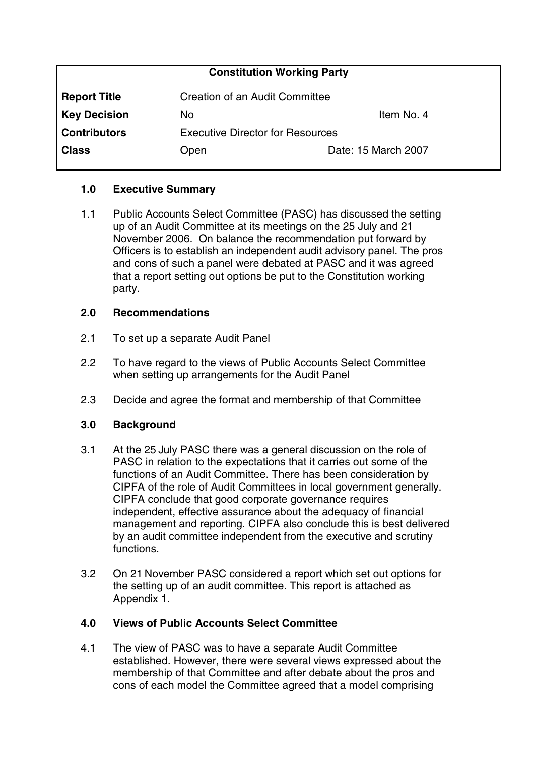| Constitution Working Party | | |
|---|---|---|
| **Report Title** | Creation of an Audit Committee | |
| **Key Decision** | No | Item No. 4 |
| **Contributors** | Executive Director for Resources | |
| **Class** | Open | Date: 15 March 2007 |

## 1.0 Executive Summary

1.1 Public Accounts Select Committee (PASC) has discussed the setting up of an Audit Committee at its meetings on the 25 July and 21 November 2006. On balance the recommendation put forward by Officers is to establish an independent audit advisory panel. The pros and cons of such a panel were debated at PASC and it was agreed that a report setting out options be put to the Constitution working party.

## 2.0 Recommendations

2.1 To set up a separate Audit Panel

2.2 To have regard to the views of Public Accounts Select Committee when setting up arrangements for the Audit Panel

2.3 Decide and agree the format and membership of that Committee

## 3.0 Background

3.1 At the 25 July PASC there was a general discussion on the role of PASC in relation to the expectations that it carries out some of the functions of an Audit Committee. There has been consideration by CIPFA of the role of Audit Committees in local government generally. CIPFA conclude that good corporate governance requires independent, effective assurance about the adequacy of financial management and reporting. CIPFA also conclude this is best delivered by an audit committee independent from the executive and scrutiny functions.

3.2 On 21 November PASC considered a report which set out options for the setting up of an audit committee. This report is attached as Appendix 1.

## 4.0 Views of Public Accounts Select Committee

4.1 The view of PASC was to have a separate Audit Committee established. However, there were several views expressed about the membership of that Committee and after debate about the pros and cons of each model the Committee agreed that a model comprising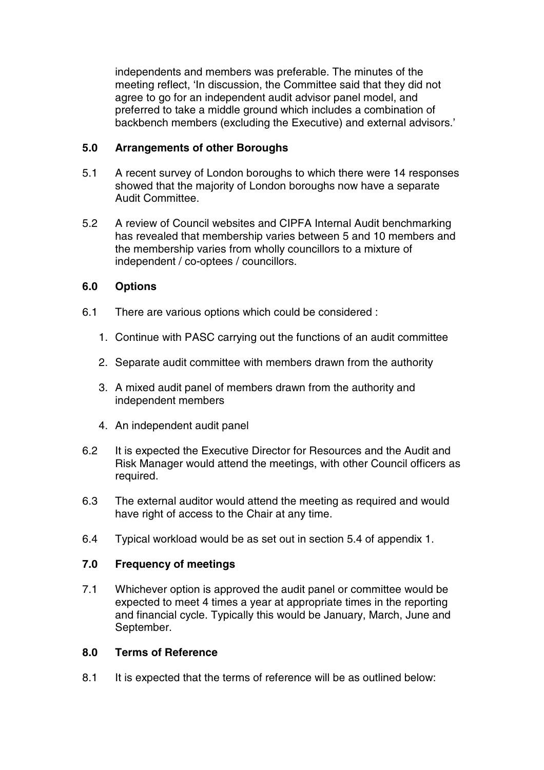independents and members was preferable. The minutes of the meeting reflect, 'In discussion, the Committee said that they did not agree to go for an independent audit advisor panel model, and preferred to take a middle ground which includes a combination of backbench members (excluding the Executive) and external advisors.'

## 5.0 Arrangements of other Boroughs

5.1 A recent survey of London boroughs to which there were 14 responses showed that the majority of London boroughs now have a separate Audit Committee.

5.2 A review of Council websites and CIPFA Internal Audit benchmarking has revealed that membership varies between 5 and 10 members and the membership varies from wholly councillors to a mixture of independent / co-optees / councillors.

## 6.0 Options

6.1 There are various options which could be considered :

1. Continue with PASC carrying out the functions of an audit committee
2. Separate audit committee with members drawn from the authority
3. A mixed audit panel of members drawn from the authority and independent members
4. An independent audit panel

6.2 It is expected the Executive Director for Resources and the Audit and Risk Manager would attend the meetings, with other Council officers as required.

6.3 The external auditor would attend the meeting as required and would have right of access to the Chair at any time.

6.4 Typical workload would be as set out in section 5.4 of appendix 1.

## 7.0 Frequency of meetings

7.1 Whichever option is approved the audit panel or committee would be expected to meet 4 times a year at appropriate times in the reporting and financial cycle. Typically this would be January, March, June and September.

## 8.0 Terms of Reference

8.1 It is expected that the terms of reference will be as outlined below: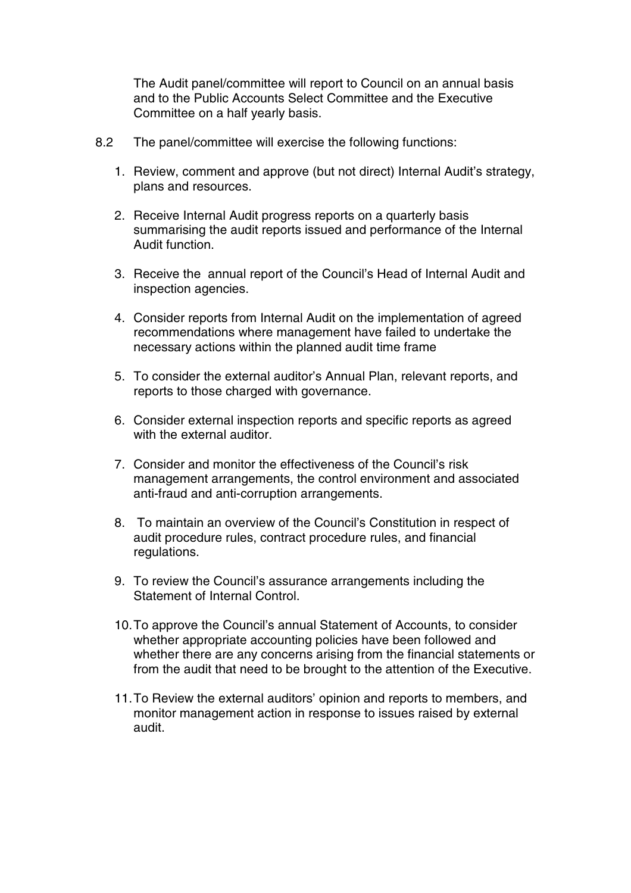The Audit panel/committee will report to Council on an annual basis and to the Public Accounts Select Committee and the Executive Committee on a half yearly basis.

8.2 The panel/committee will exercise the following functions:

1. Review, comment and approve (but not direct) Internal Audit's strategy, plans and resources.

2. Receive Internal Audit progress reports on a quarterly basis summarising the audit reports issued and performance of the Internal Audit function.

3. Receive the annual report of the Council's Head of Internal Audit and inspection agencies.

4. Consider reports from Internal Audit on the implementation of agreed recommendations where management have failed to undertake the necessary actions within the planned audit time frame

5. To consider the external auditor's Annual Plan, relevant reports, and reports to those charged with governance.

6. Consider external inspection reports and specific reports as agreed with the external auditor.

7. Consider and monitor the effectiveness of the Council's risk management arrangements, the control environment and associated anti-fraud and anti-corruption arrangements.

8. To maintain an overview of the Council's Constitution in respect of audit procedure rules, contract procedure rules, and financial regulations.

9. To review the Council's assurance arrangements including the Statement of Internal Control.

10. To approve the Council's annual Statement of Accounts, to consider whether appropriate accounting policies have been followed and whether there are any concerns arising from the financial statements or from the audit that need to be brought to the attention of the Executive.

11. To Review the external auditors' opinion and reports to members, and monitor management action in response to issues raised by external audit.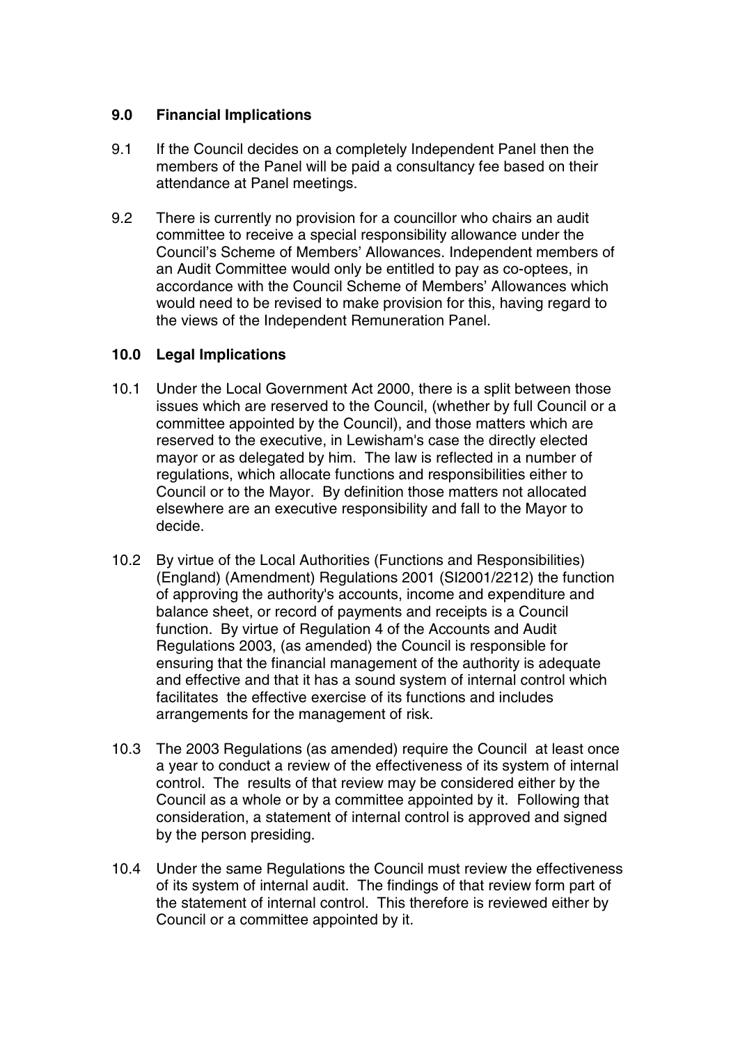## 9.0 Financial Implications

9.1 If the Council decides on a completely Independent Panel then the members of the Panel will be paid a consultancy fee based on their attendance at Panel meetings.

9.2 There is currently no provision for a councillor who chairs an audit committee to receive a special responsibility allowance under the Council's Scheme of Members' Allowances. Independent members of an Audit Committee would only be entitled to pay as co-optees, in accordance with the Council Scheme of Members' Allowances which would need to be revised to make provision for this, having regard to the views of the Independent Remuneration Panel.

## 10.0 Legal Implications

10.1 Under the Local Government Act 2000, there is a split between those issues which are reserved to the Council, (whether by full Council or a committee appointed by the Council), and those matters which are reserved to the executive, in Lewisham's case the directly elected mayor or as delegated by him. The law is reflected in a number of regulations, which allocate functions and responsibilities either to Council or to the Mayor. By definition those matters not allocated elsewhere are an executive responsibility and fall to the Mayor to decide.

10.2 By virtue of the Local Authorities (Functions and Responsibilities) (England) (Amendment) Regulations 2001 (SI2001/2212) the function of approving the authority's accounts, income and expenditure and balance sheet, or record of payments and receipts is a Council function. By virtue of Regulation 4 of the Accounts and Audit Regulations 2003, (as amended) the Council is responsible for ensuring that the financial management of the authority is adequate and effective and that it has a sound system of internal control which facilitates the effective exercise of its functions and includes arrangements for the management of risk.

10.3 The 2003 Regulations (as amended) require the Council at least once a year to conduct a review of the effectiveness of its system of internal control. The results of that review may be considered either by the Council as a whole or by a committee appointed by it. Following that consideration, a statement of internal control is approved and signed by the person presiding.

10.4 Under the same Regulations the Council must review the effectiveness of its system of internal audit. The findings of that review form part of the statement of internal control. This therefore is reviewed either by Council or a committee appointed by it.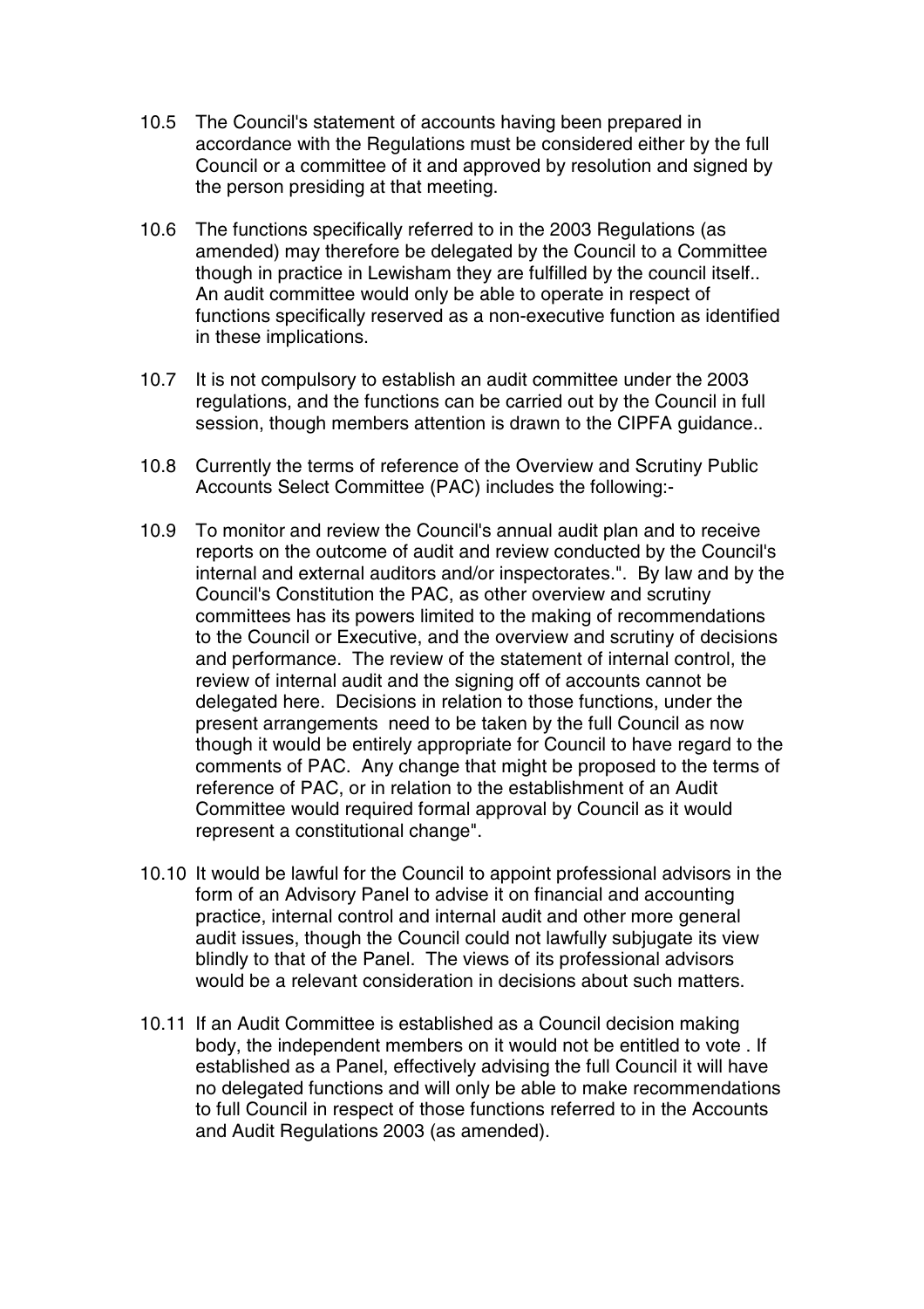10.5 The Council's statement of accounts having been prepared in accordance with the Regulations must be considered either by the full Council or a committee of it and approved by resolution and signed by the person presiding at that meeting.

10.6 The functions specifically referred to in the 2003 Regulations (as amended) may therefore be delegated by the Council to a Committee though in practice in Lewisham they are fulfilled by the council itself.. An audit committee would only be able to operate in respect of functions specifically reserved as a non-executive function as identified in these implications.

10.7 It is not compulsory to establish an audit committee under the 2003 regulations, and the functions can be carried out by the Council in full session, though members attention is drawn to the CIPFA guidance..

10.8 Currently the terms of reference of the Overview and Scrutiny Public Accounts Select Committee (PAC) includes the following:-

10.9 To monitor and review the Council's annual audit plan and to receive reports on the outcome of audit and review conducted by the Council's internal and external auditors and/or inspectorates.". By law and by the Council's Constitution the PAC, as other overview and scrutiny committees has its powers limited to the making of recommendations to the Council or Executive, and the overview and scrutiny of decisions and performance. The review of the statement of internal control, the review of internal audit and the signing off of accounts cannot be delegated here. Decisions in relation to those functions, under the present arrangements need to be taken by the full Council as now though it would be entirely appropriate for Council to have regard to the comments of PAC. Any change that might be proposed to the terms of reference of PAC, or in relation to the establishment of an Audit Committee would required formal approval by Council as it would represent a constitutional change".

10.10 It would be lawful for the Council to appoint professional advisors in the form of an Advisory Panel to advise it on financial and accounting practice, internal control and internal audit and other more general audit issues, though the Council could not lawfully subjugate its view blindly to that of the Panel. The views of its professional advisors would be a relevant consideration in decisions about such matters.

10.11 If an Audit Committee is established as a Council decision making body, the independent members on it would not be entitled to vote . If established as a Panel, effectively advising the full Council it will have no delegated functions and will only be able to make recommendations to full Council in respect of those functions referred to in the Accounts and Audit Regulations 2003 (as amended).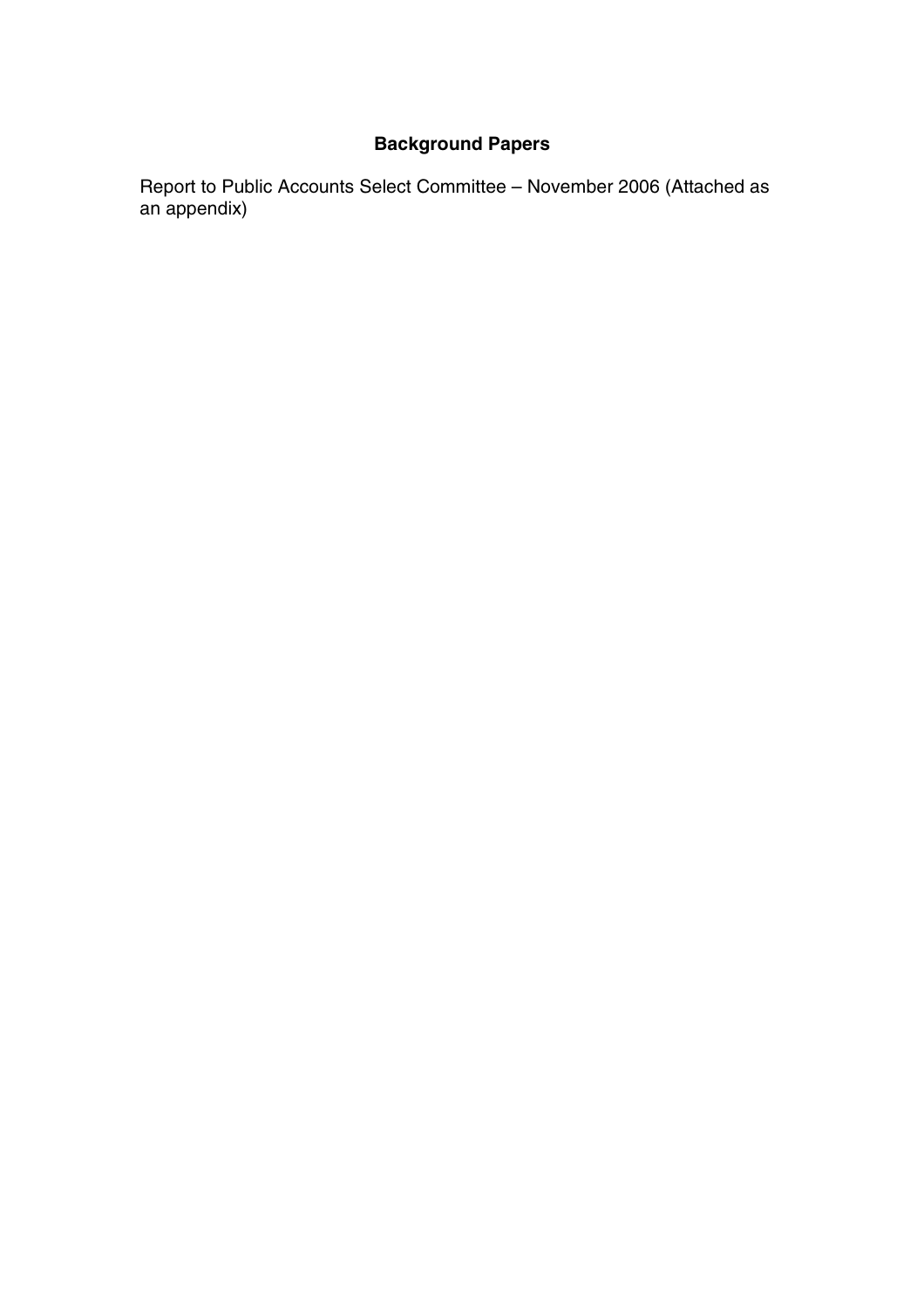## Background Papers

Report to Public Accounts Select Committee – November 2006 (Attached as an appendix)